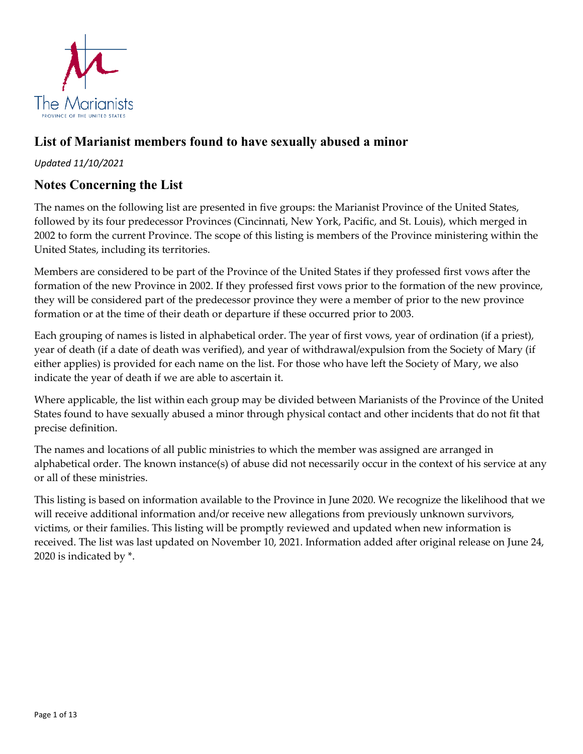The Marianists

PROVINCE OF THE UNITED STATES

## List of Marianist members found to have sexually abused a minor

*Updated 11/10/2021*

## Notes Concerning the List

The names on the following list are presented in five groups: the Marianist Province of the United States, followed by its four predecessor Provinces (Cincinnati, New York, Pacific, and St. Louis), which merged in 2002 to form the current Province. The scope of this listing is members of the Province ministering within the United States, including its territories.

Members are considered to be part of the Province of the United States if they professed first vows after the formation of the new Province in 2002. If they professed first vows prior to the formation of the new province, they will be considered part of the predecessor province they were a member of prior to the new province formation or at the time of their death or departure if these occurred prior to 2003.

Each grouping of names is listed in alphabetical order. The year of first vows, year of ordination (if a priest), year of death (if a date of death was verified), and year of withdrawal/expulsion from the Society of Mary (if either applies) is provided for each name on the list. For those who have left the Society of Mary, we also indicate the year of death if we are able to ascertain it.

Where applicable, the list within each group may be divided between Marianists of the Province of the United States found to have sexually abused a minor through physical contact and other incidents that do not fit that precise definition.

The names and locations of all public ministries to which the member was assigned are arranged in alphabetical order. The known instance(s) of abuse did not necessarily occur in the context of his service at any or all of these ministries.

This listing is based on information available to the Province in June 2020. We recognize the likelihood that we will receive additional information and/or receive new allegations from previously unknown survivors, victims, or their families. This listing will be promptly reviewed and updated when new information is received. The list was last updated on November 10, 2021. Information added after original release on June 24, 2020 is indicated by *.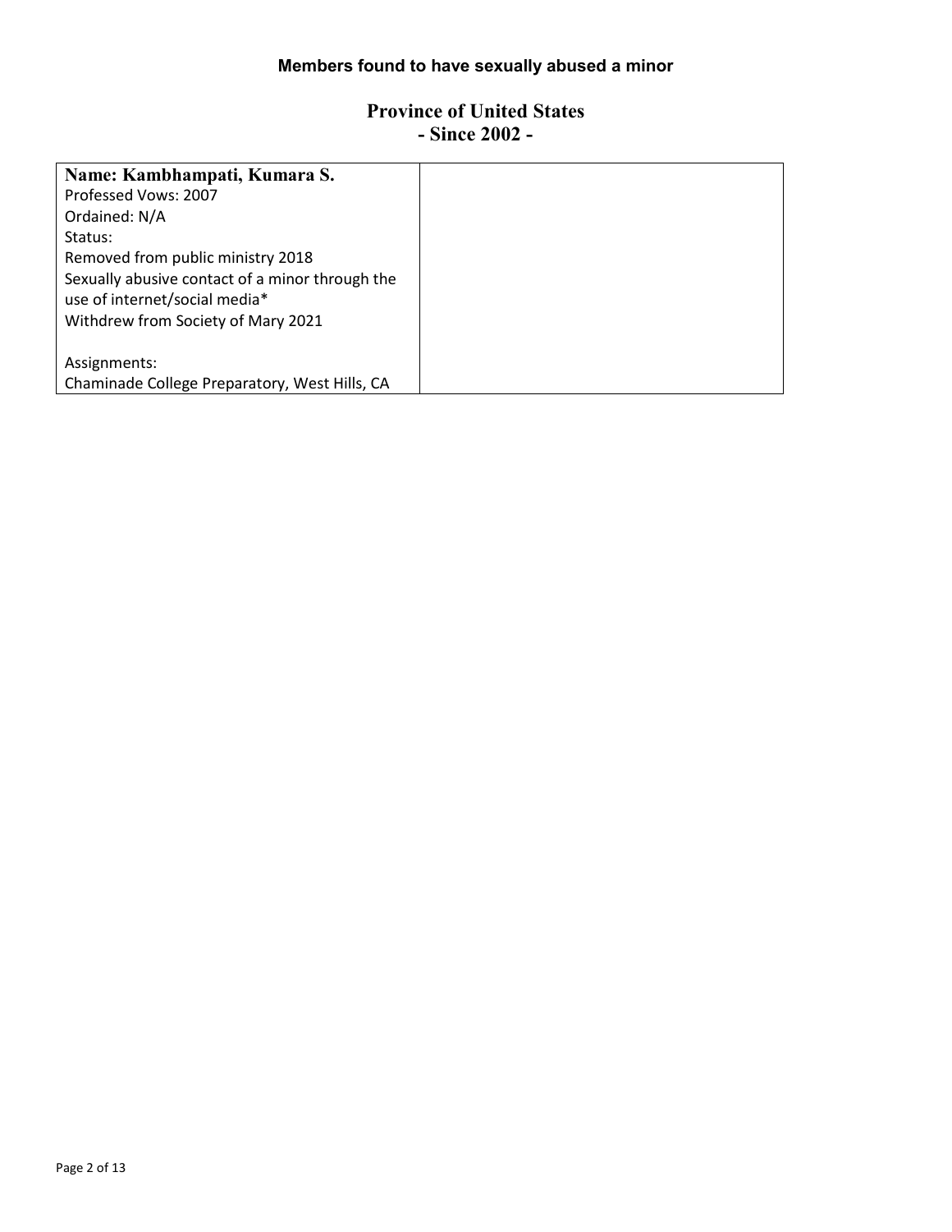**Members found to have sexually abused a minor**

## Province of United States
## - Since 2002 -

| **Name: Kambhampati, Kumara S.**<br>Professed Vows: 2007<br>Ordained: N/A<br>Status:<br>Removed from public ministry 2018<br>Sexually abusive contact of a minor through the use of internet/social media*<br>Withdrew from Society of Mary 2021<br><br>Assignments:<br>Chaminade College Preparatory, West Hills, CA | |
|---|---|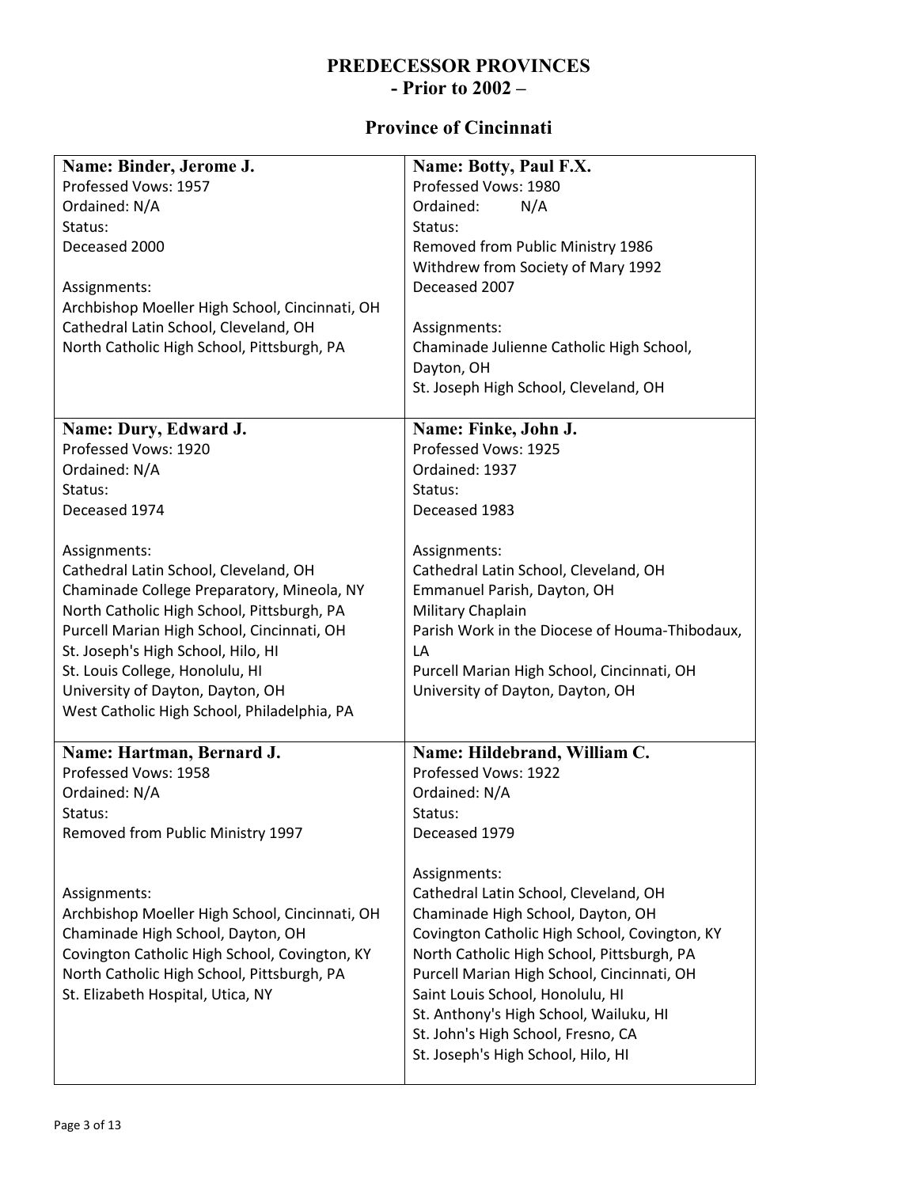# PREDECESSOR PROVINCES
# - Prior to 2002 –

## Province of Cincinnati

**Name: Binder, Jerome J.**
Professed Vows: 1957
Ordained: N/A
Status:
Deceased 2000

Assignments:
Archbishop Moeller High School, Cincinnati, OH
Cathedral Latin School, Cleveland, OH
North Catholic High School, Pittsburgh, PA

**Name: Botty, Paul F.X.**
Professed Vows: 1980
Ordained: N/A
Status:
Removed from Public Ministry 1986
Withdrew from Society of Mary 1992
Deceased 2007

Assignments:
Chaminade Julienne Catholic High School, Dayton, OH
St. Joseph High School, Cleveland, OH

**Name: Dury, Edward J.**
Professed Vows: 1920
Ordained: N/A
Status:
Deceased 1974

Assignments:
Cathedral Latin School, Cleveland, OH
Chaminade College Preparatory, Mineola, NY
North Catholic High School, Pittsburgh, PA
Purcell Marian High School, Cincinnati, OH
St. Joseph's High School, Hilo, HI
St. Louis College, Honolulu, HI
University of Dayton, Dayton, OH
West Catholic High School, Philadelphia, PA

**Name: Finke, John J.**
Professed Vows: 1925
Ordained: 1937
Status:
Deceased 1983

Assignments:
Cathedral Latin School, Cleveland, OH
Emmanuel Parish, Dayton, OH
Military Chaplain
Parish Work in the Diocese of Houma-Thibodaux, LA
Purcell Marian High School, Cincinnati, OH
University of Dayton, Dayton, OH

**Name: Hartman, Bernard J.**
Professed Vows: 1958
Ordained: N/A
Status:
Removed from Public Ministry 1997

Assignments:
Archbishop Moeller High School, Cincinnati, OH
Chaminade High School, Dayton, OH
Covington Catholic High School, Covington, KY
North Catholic High School, Pittsburgh, PA
St. Elizabeth Hospital, Utica, NY

**Name: Hildebrand, William C.**
Professed Vows: 1922
Ordained: N/A
Status:
Deceased 1979

Assignments:
Cathedral Latin School, Cleveland, OH
Chaminade High School, Dayton, OH
Covington Catholic High School, Covington, KY
North Catholic High School, Pittsburgh, PA
Purcell Marian High School, Cincinnati, OH
Saint Louis School, Honolulu, HI
St. Anthony's High School, Wailuku, HI
St. John's High School, Fresno, CA
St. Joseph's High School, Hilo, HI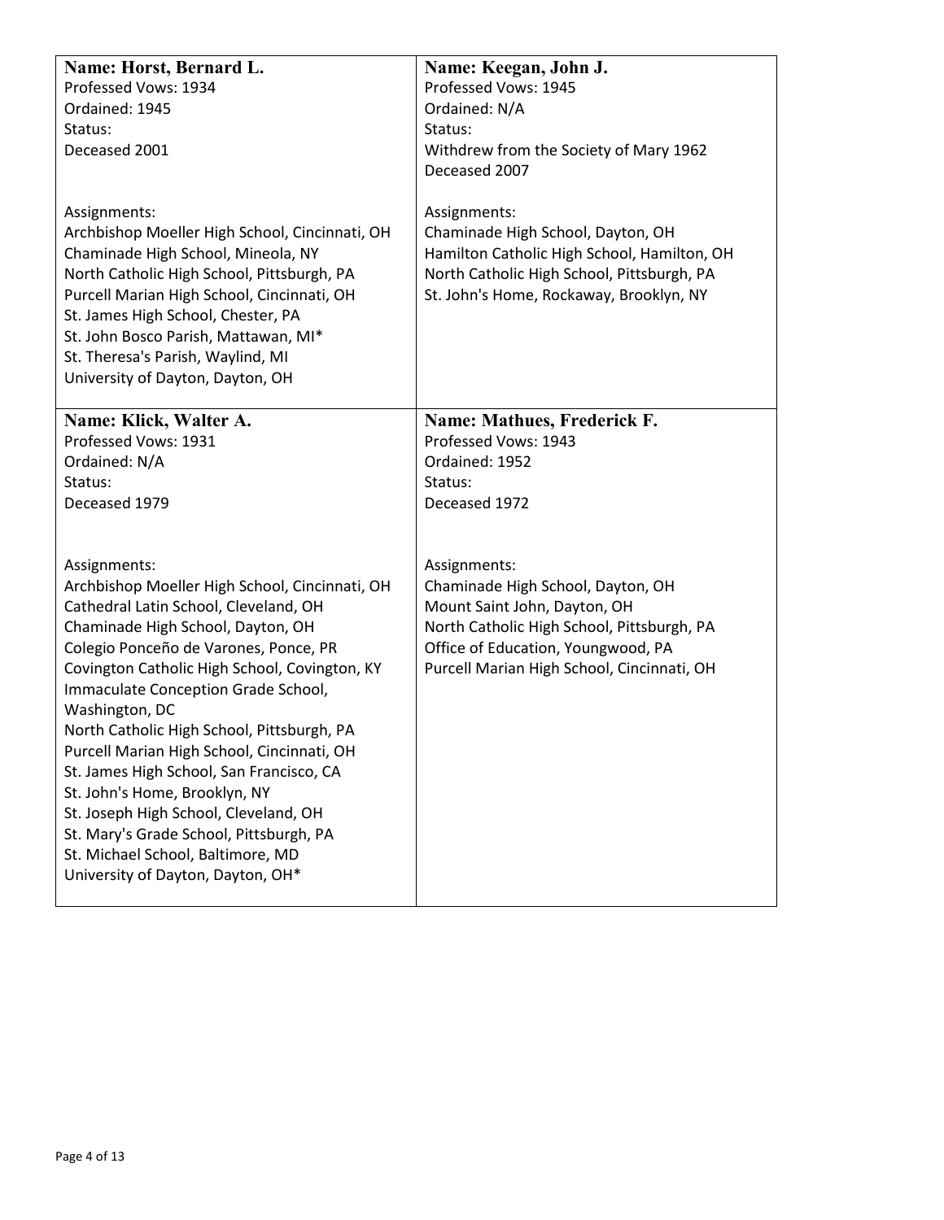**Name: Horst, Bernard L.**
Professed Vows: 1934
Ordained: 1945
Status:
Deceased 2001

Assignments:
Archbishop Moeller High School, Cincinnati, OH
Chaminade High School, Mineola, NY
North Catholic High School, Pittsburgh, PA
Purcell Marian High School, Cincinnati, OH
St. James High School, Chester, PA
St. John Bosco Parish, Mattawan, MI*
St. Theresa's Parish, Waylind, MI
University of Dayton, Dayton, OH

**Name: Keegan, John J.**
Professed Vows: 1945
Ordained: N/A
Status:
Withdrew from the Society of Mary 1962
Deceased 2007

Assignments:
Chaminade High School, Dayton, OH
Hamilton Catholic High School, Hamilton, OH
North Catholic High School, Pittsburgh, PA
St. John's Home, Rockaway, Brooklyn, NY

**Name: Klick, Walter A.**
Professed Vows: 1931
Ordained: N/A
Status:
Deceased 1979

Assignments:
Archbishop Moeller High School, Cincinnati, OH
Cathedral Latin School, Cleveland, OH
Chaminade High School, Dayton, OH
Colegio Ponceño de Varones, Ponce, PR
Covington Catholic High School, Covington, KY
Immaculate Conception Grade School, Washington, DC
North Catholic High School, Pittsburgh, PA
Purcell Marian High School, Cincinnati, OH
St. James High School, San Francisco, CA
St. John's Home, Brooklyn, NY
St. Joseph High School, Cleveland, OH
St. Mary's Grade School, Pittsburgh, PA
St. Michael School, Baltimore, MD
University of Dayton, Dayton, OH*

**Name: Mathues, Frederick F.**
Professed Vows: 1943
Ordained: 1952
Status:
Deceased 1972

Assignments:
Chaminade High School, Dayton, OH
Mount Saint John, Dayton, OH
North Catholic High School, Pittsburgh, PA
Office of Education, Youngwood, PA
Purcell Marian High School, Cincinnati, OH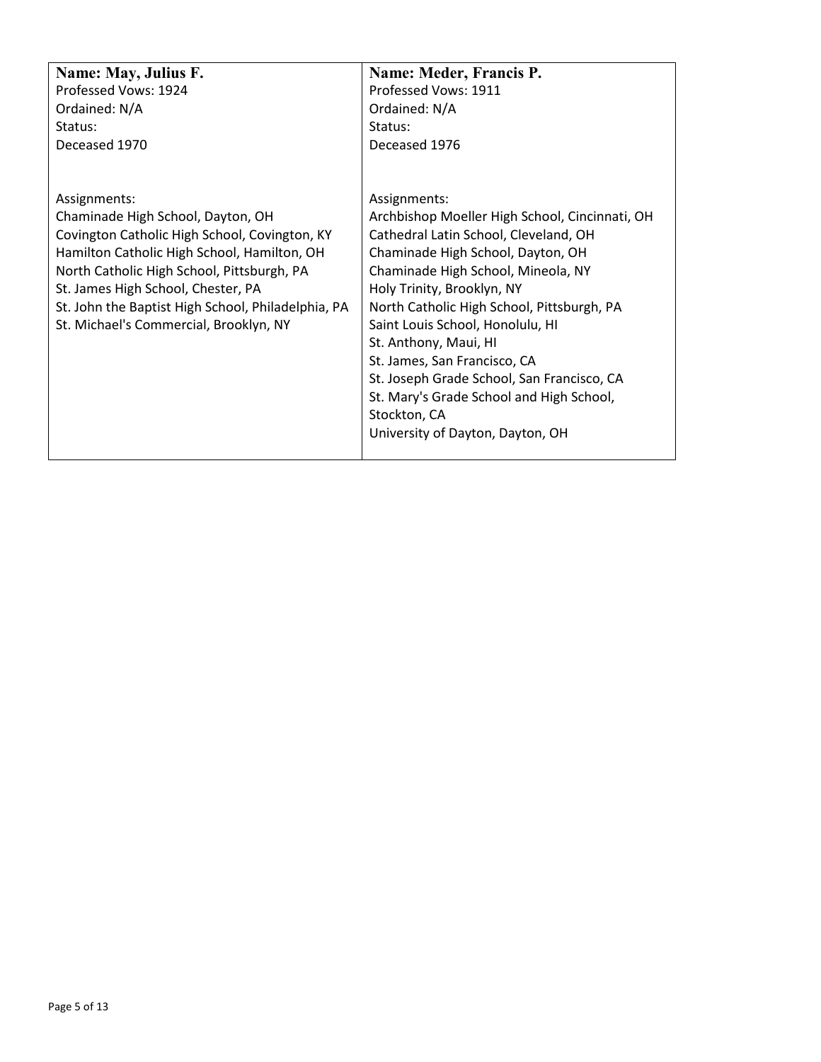| **Name: May, Julius F.** | **Name: Meder, Francis P.** |
| --- | --- |
| Professed Vows: 1924<br>Ordained: N/A<br>Status:<br>Deceased 1970<br><br>Assignments:<br>Chaminade High School, Dayton, OH<br>Covington Catholic High School, Covington, KY<br>Hamilton Catholic High School, Hamilton, OH<br>North Catholic High School, Pittsburgh, PA<br>St. James High School, Chester, PA<br>St. John the Baptist High School, Philadelphia, PA<br>St. Michael's Commercial, Brooklyn, NY | Professed Vows: 1911<br>Ordained: N/A<br>Status:<br>Deceased 1976<br><br>Assignments:<br>Archbishop Moeller High School, Cincinnati, OH<br>Cathedral Latin School, Cleveland, OH<br>Chaminade High School, Dayton, OH<br>Chaminade High School, Mineola, NY<br>Holy Trinity, Brooklyn, NY<br>North Catholic High School, Pittsburgh, PA<br>Saint Louis School, Honolulu, HI<br>St. Anthony, Maui, HI<br>St. James, San Francisco, CA<br>St. Joseph Grade School, San Francisco, CA<br>St. Mary's Grade School and High School, Stockton, CA<br>University of Dayton, Dayton, OH |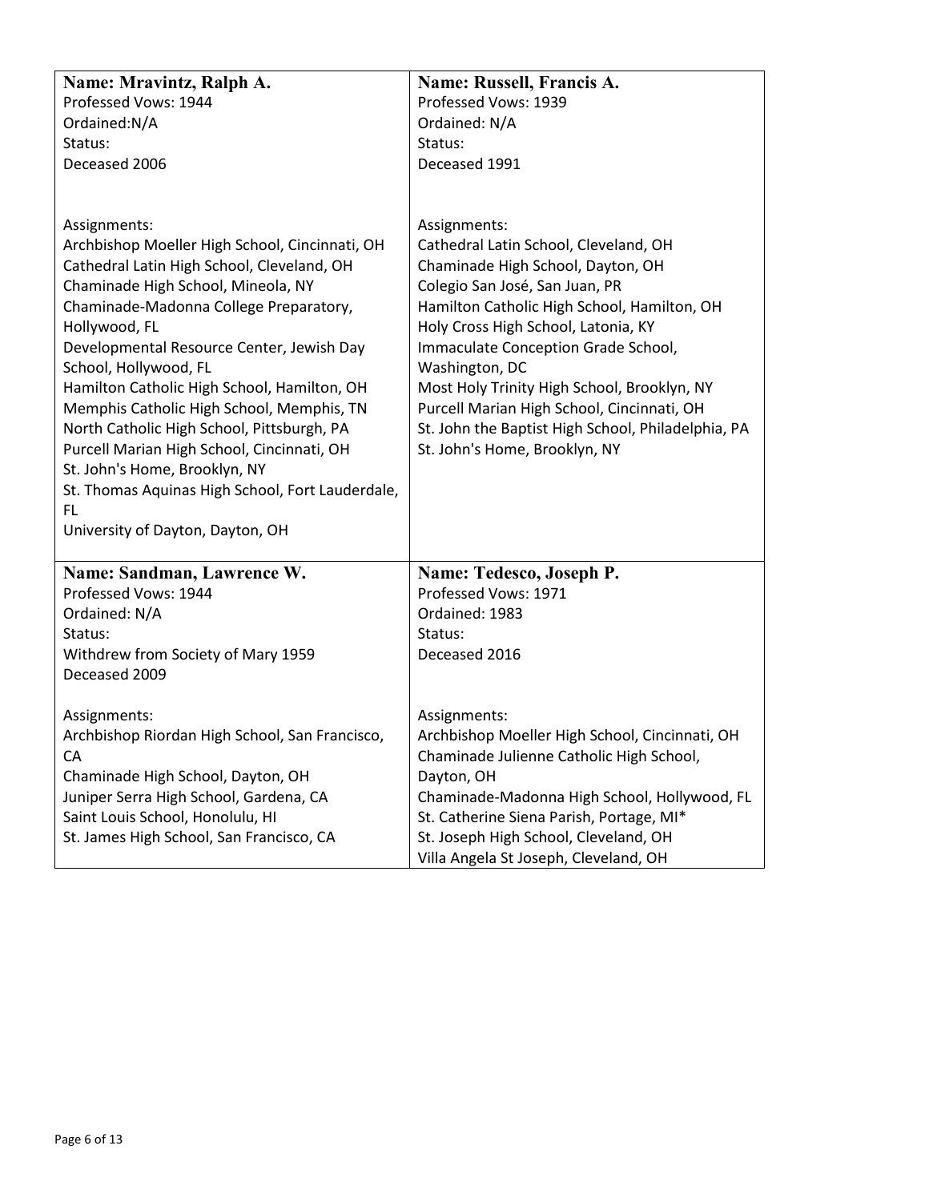**Name: Mravintz, Ralph A.**
Professed Vows: 1944
Ordained:N/A
Status:
Deceased 2006

Assignments:
Archbishop Moeller High School, Cincinnati, OH
Cathedral Latin High School, Cleveland, OH
Chaminade High School, Mineola, NY
Chaminade-Madonna College Preparatory, Hollywood, FL
Developmental Resource Center, Jewish Day School, Hollywood, FL
Hamilton Catholic High School, Hamilton, OH
Memphis Catholic High School, Memphis, TN
North Catholic High School, Pittsburgh, PA
Purcell Marian High School, Cincinnati, OH
St. John's Home, Brooklyn, NY
St. Thomas Aquinas High School, Fort Lauderdale, FL
University of Dayton, Dayton, OH

**Name: Russell, Francis A.**
Professed Vows: 1939
Ordained: N/A
Status:
Deceased 1991

Assignments:
Cathedral Latin School, Cleveland, OH
Chaminade High School, Dayton, OH
Colegio San José, San Juan, PR
Hamilton Catholic High School, Hamilton, OH
Holy Cross High School, Latonia, KY
Immaculate Conception Grade School, Washington, DC
Most Holy Trinity High School, Brooklyn, NY
Purcell Marian High School, Cincinnati, OH
St. John the Baptist High School, Philadelphia, PA
St. John's Home, Brooklyn, NY

**Name: Sandman, Lawrence W.**
Professed Vows: 1944
Ordained: N/A
Status:
Withdrew from Society of Mary 1959
Deceased 2009

Assignments:
Archbishop Riordan High School, San Francisco, CA
Chaminade High School, Dayton, OH
Juniper Serra High School, Gardena, CA
Saint Louis School, Honolulu, HI
St. James High School, San Francisco, CA

**Name: Tedesco, Joseph P.**
Professed Vows: 1971
Ordained: 1983
Status:
Deceased 2016

Assignments:
Archbishop Moeller High School, Cincinnati, OH
Chaminade Julienne Catholic High School, Dayton, OH
Chaminade-Madonna High School, Hollywood, FL
St. Catherine Siena Parish, Portage, MI*
St. Joseph High School, Cleveland, OH
Villa Angela St Joseph, Cleveland, OH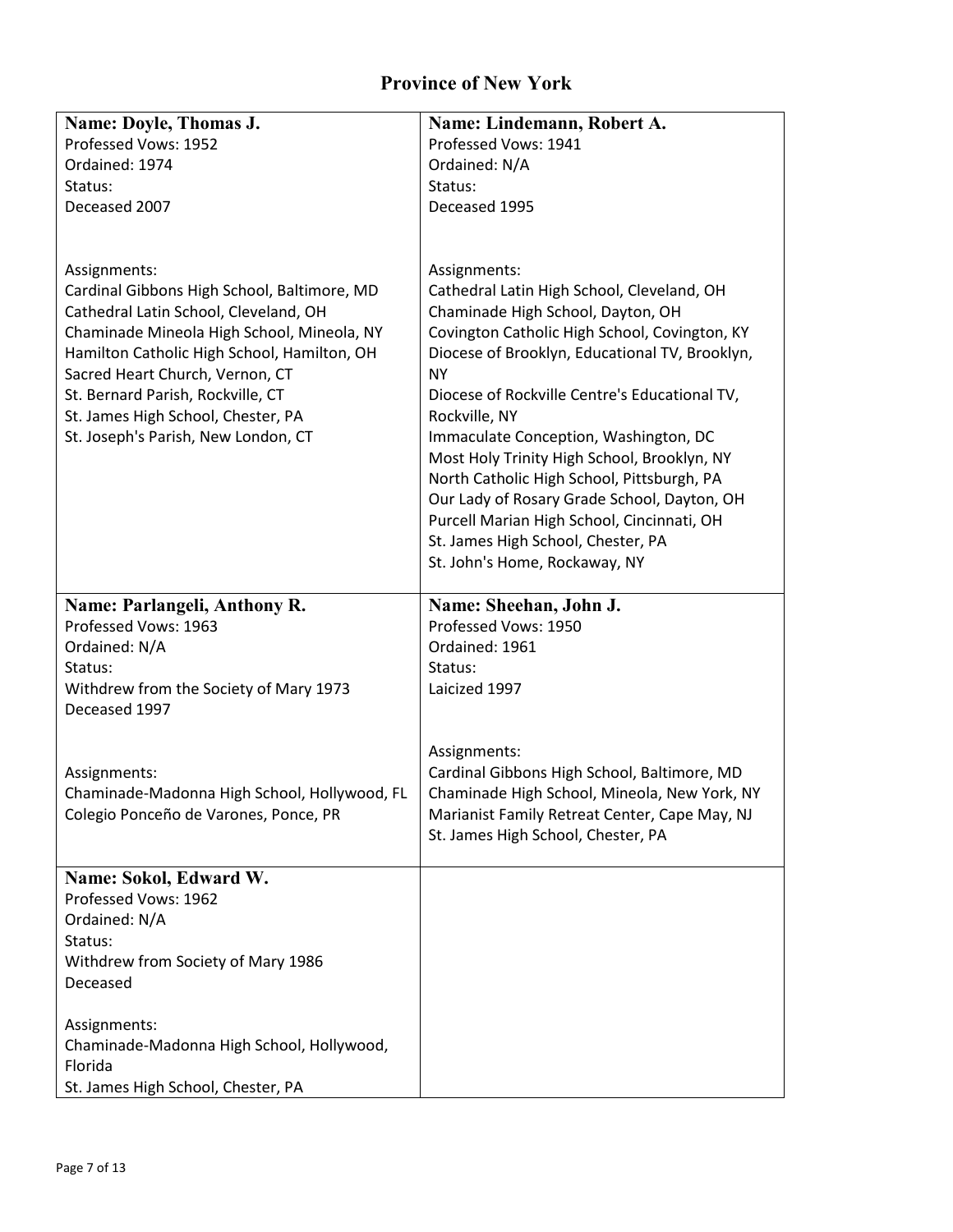## Province of New York

**Name: Doyle, Thomas J.**
Professed Vows: 1952
Ordained: 1974
Status:
Deceased 2007

Assignments:
Cardinal Gibbons High School, Baltimore, MD
Cathedral Latin School, Cleveland, OH
Chaminade Mineola High School, Mineola, NY
Hamilton Catholic High School, Hamilton, OH
Sacred Heart Church, Vernon, CT
St. Bernard Parish, Rockville, CT
St. James High School, Chester, PA
St. Joseph's Parish, New London, CT

**Name: Lindemann, Robert A.**
Professed Vows: 1941
Ordained: N/A
Status:
Deceased 1995

Assignments:
Cathedral Latin High School, Cleveland, OH
Chaminade High School, Dayton, OH
Covington Catholic High School, Covington, KY
Diocese of Brooklyn, Educational TV, Brooklyn, NY
Diocese of Rockville Centre's Educational TV, Rockville, NY
Immaculate Conception, Washington, DC
Most Holy Trinity High School, Brooklyn, NY
North Catholic High School, Pittsburgh, PA
Our Lady of Rosary Grade School, Dayton, OH
Purcell Marian High School, Cincinnati, OH
St. James High School, Chester, PA
St. John's Home, Rockaway, NY

**Name: Parlangeli, Anthony R.**
Professed Vows: 1963
Ordained: N/A
Status:
Withdrew from the Society of Mary 1973
Deceased 1997

Assignments:
Chaminade-Madonna High School, Hollywood, FL
Colegio Ponceño de Varones, Ponce, PR

**Name: Sheehan, John J.**
Professed Vows: 1950
Ordained: 1961
Status:
Laicized 1997

Assignments:
Cardinal Gibbons High School, Baltimore, MD
Chaminade High School, Mineola, New York, NY
Marianist Family Retreat Center, Cape May, NJ
St. James High School, Chester, PA

**Name: Sokol, Edward W.**
Professed Vows: 1962
Ordained: N/A
Status:
Withdrew from Society of Mary 1986
Deceased

Assignments:
Chaminade-Madonna High School, Hollywood, Florida
St. James High School, Chester, PA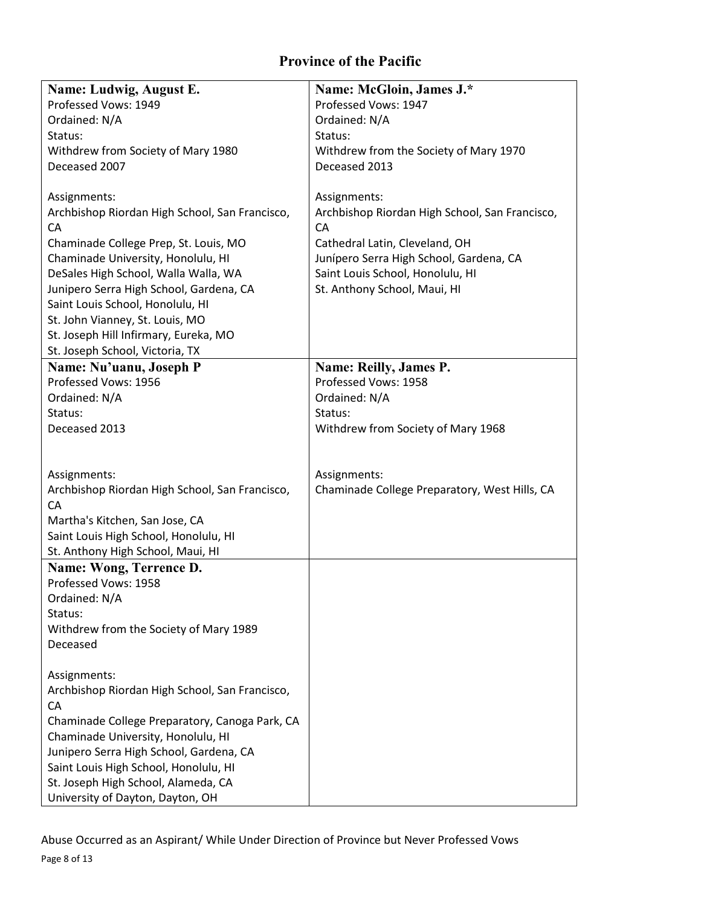## Province of the Pacific

| **Name: Ludwig, August E.** | **Name: McGloin, James J.*** |
|---|---|
| Professed Vows: 1949<br>Ordained: N/A<br>Status:<br>Withdrew from Society of Mary 1980<br>Deceased 2007<br><br>Assignments:<br>Archbishop Riordan High School, San Francisco, CA<br>Chaminade College Prep, St. Louis, MO<br>Chaminade University, Honolulu, HI<br>DeSales High School, Walla Walla, WA<br>Junipero Serra High School, Gardena, CA<br>Saint Louis School, Honolulu, HI<br>St. John Vianney, St. Louis, MO<br>St. Joseph Hill Infirmary, Eureka, MO<br>St. Joseph School, Victoria, TX | Professed Vows: 1947<br>Ordained: N/A<br>Status:<br>Withdrew from the Society of Mary 1970<br>Deceased 2013<br><br>Assignments:<br>Archbishop Riordan High School, San Francisco, CA<br>Cathedral Latin, Cleveland, OH<br>Junípero Serra High School, Gardena, CA<br>Saint Louis School, Honolulu, HI<br>St. Anthony School, Maui, HI |
| **Name: Nu'uanu, Joseph P** | **Name: Reilly, James P.** |
| Professed Vows: 1956<br>Ordained: N/A<br>Status:<br>Deceased 2013<br><br>Assignments:<br>Archbishop Riordan High School, San Francisco, CA<br>Martha's Kitchen, San Jose, CA<br>Saint Louis High School, Honolulu, HI<br>St. Anthony High School, Maui, HI | Professed Vows: 1958<br>Ordained: N/A<br>Status:<br>Withdrew from Society of Mary 1968<br><br>Assignments:<br>Chaminade College Preparatory, West Hills, CA |
| **Name: Wong, Terrence D.** | |
| Professed Vows: 1958<br>Ordained: N/A<br>Status:<br>Withdrew from the Society of Mary 1989<br>Deceased<br><br>Assignments:<br>Archbishop Riordan High School, San Francisco, CA<br>Chaminade College Preparatory, Canoga Park, CA<br>Chaminade University, Honolulu, HI<br>Junipero Serra High School, Gardena, CA<br>Saint Louis High School, Honolulu, HI<br>St. Joseph High School, Alameda, CA<br>University of Dayton, Dayton, OH | |

Abuse Occurred as an Aspirant/ While Under Direction of Province but Never Professed Vows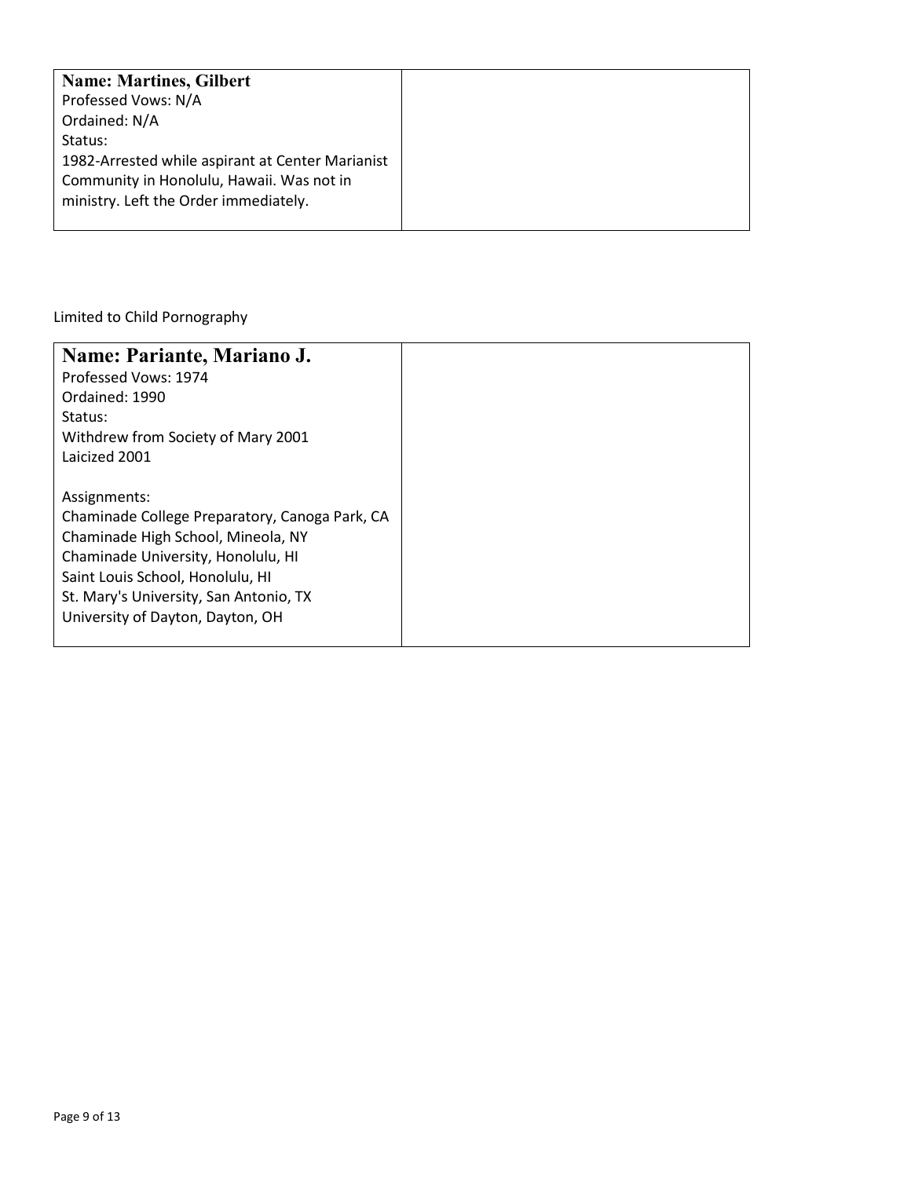| **Name: Martines, Gilbert**<br>Professed Vows: N/A<br>Ordained: N/A<br>Status:<br>1982-Arrested while aspirant at Center Marianist Community in Honolulu, Hawaii. Was not in ministry. Left the Order immediately. | |
|---|---|

Limited to Child Pornography

| **Name: Pariante, Mariano J.**<br>Professed Vows: 1974<br>Ordained: 1990<br>Status:<br>Withdrew from Society of Mary 2001<br>Laicized 2001<br><br>Assignments:<br>Chaminade College Preparatory, Canoga Park, CA<br>Chaminade High School, Mineola, NY<br>Chaminade University, Honolulu, HI<br>Saint Louis School, Honolulu, HI<br>St. Mary's University, San Antonio, TX<br>University of Dayton, Dayton, OH | |
|---|---|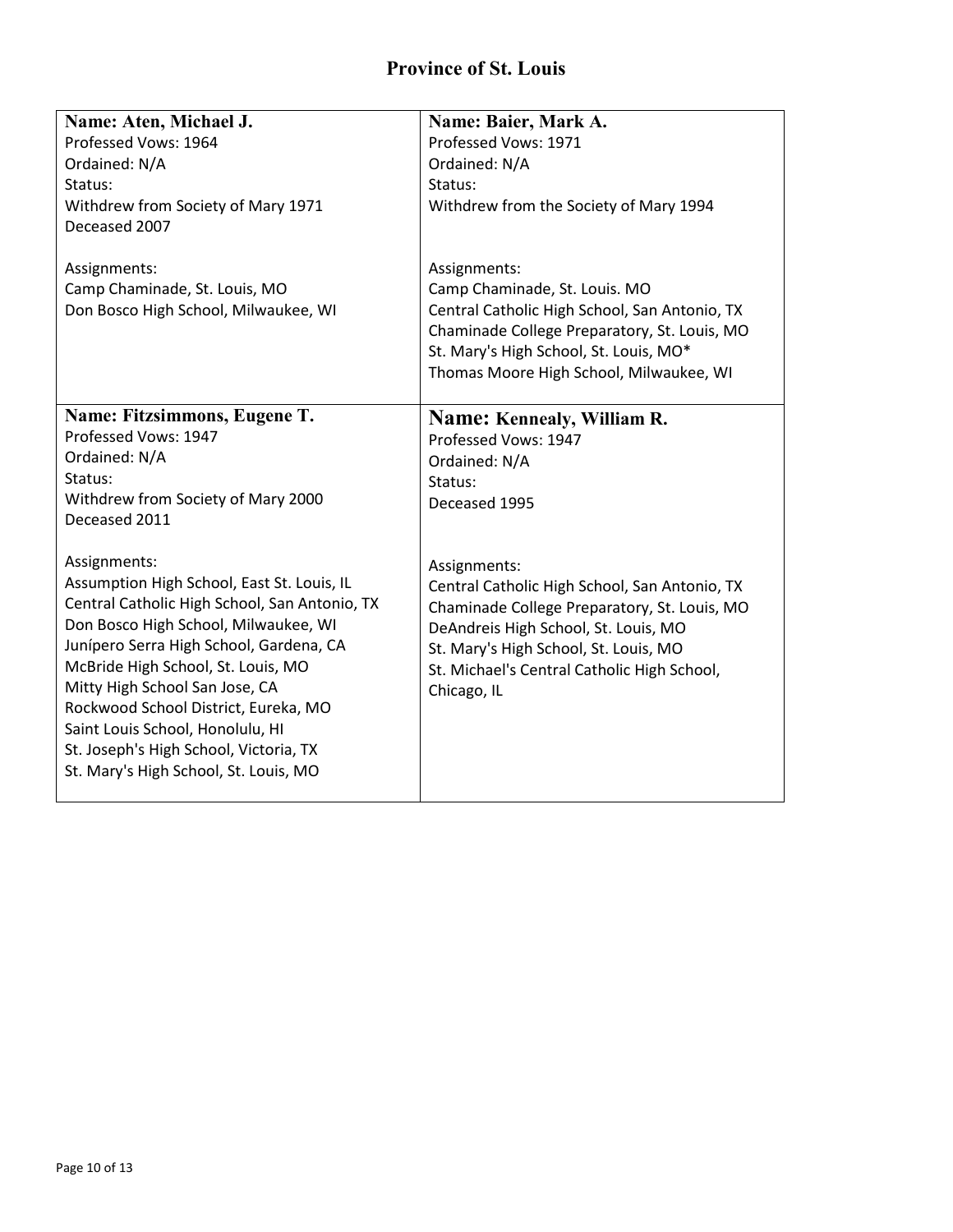# Province of St. Louis

**Name: Aten, Michael J.**
Professed Vows: 1964
Ordained: N/A
Status:
Withdrew from Society of Mary 1971
Deceased 2007

Assignments:
Camp Chaminade, St. Louis, MO
Don Bosco High School, Milwaukee, WI

**Name: Baier, Mark A.**
Professed Vows: 1971
Ordained: N/A
Status:
Withdrew from the Society of Mary 1994

Assignments:
Camp Chaminade, St. Louis. MO
Central Catholic High School, San Antonio, TX
Chaminade College Preparatory, St. Louis, MO
St. Mary's High School, St. Louis, MO*
Thomas Moore High School, Milwaukee, WI

**Name: Fitzsimmons, Eugene T.**
Professed Vows: 1947
Ordained: N/A
Status:
Withdrew from Society of Mary 2000
Deceased 2011

Assignments:
Assumption High School, East St. Louis, IL
Central Catholic High School, San Antonio, TX
Don Bosco High School, Milwaukee, WI
Junípero Serra High School, Gardena, CA
McBride High School, St. Louis, MO
Mitty High School San Jose, CA
Rockwood School District, Eureka, MO
Saint Louis School, Honolulu, HI
St. Joseph's High School, Victoria, TX
St. Mary's High School, St. Louis, MO

**Name: Kennealy, William R.**
Professed Vows: 1947
Ordained: N/A
Status:
Deceased 1995

Assignments:
Central Catholic High School, San Antonio, TX
Chaminade College Preparatory, St. Louis, MO
DeAndreis High School, St. Louis, MO
St. Mary's High School, St. Louis, MO
St. Michael's Central Catholic High School, Chicago, IL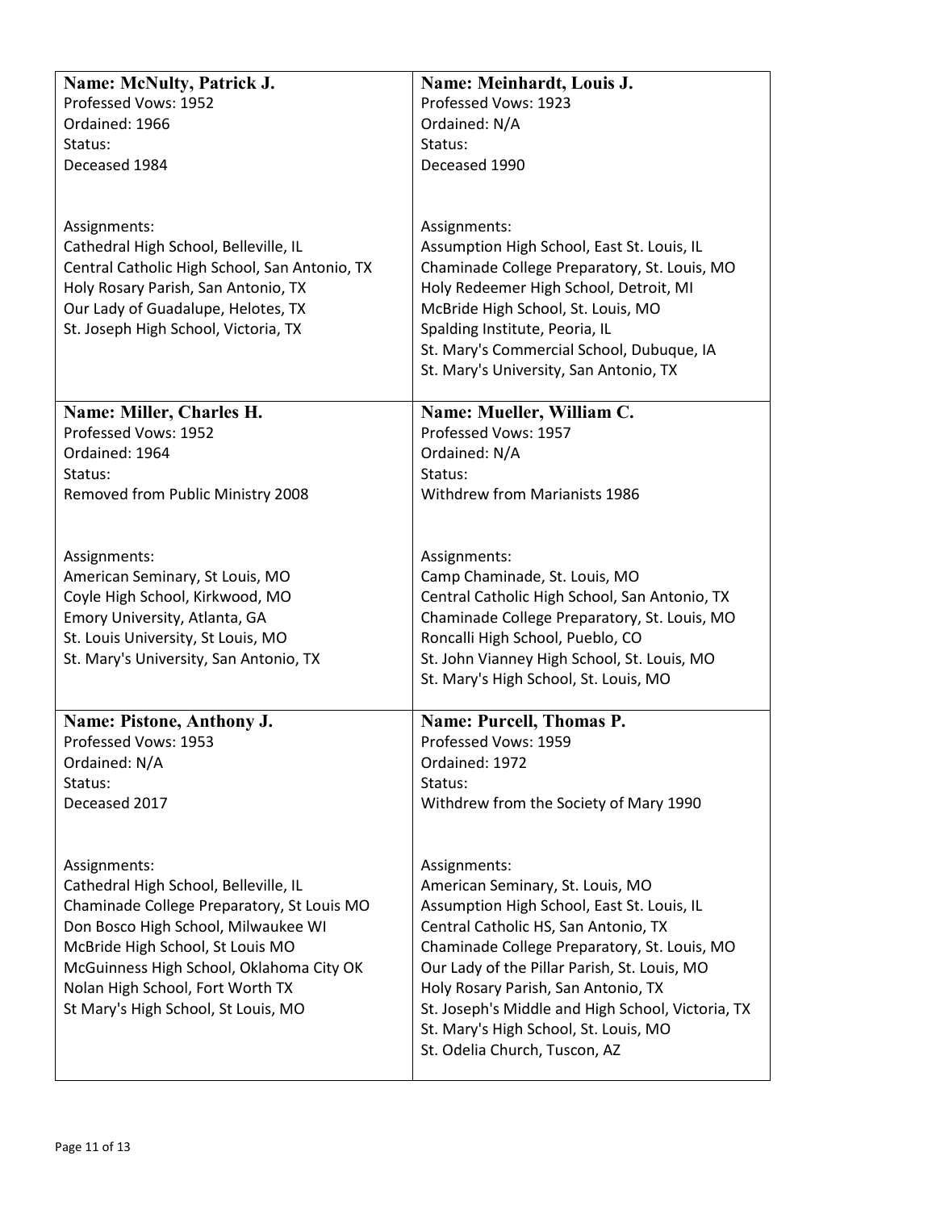**Name: McNulty, Patrick J.**
Professed Vows: 1952
Ordained: 1966
Status:
Deceased 1984

Assignments:
Cathedral High School, Belleville, IL
Central Catholic High School, San Antonio, TX
Holy Rosary Parish, San Antonio, TX
Our Lady of Guadalupe, Helotes, TX
St. Joseph High School, Victoria, TX

**Name: Meinhardt, Louis J.**
Professed Vows: 1923
Ordained: N/A
Status:
Deceased 1990

Assignments:
Assumption High School, East St. Louis, IL
Chaminade College Preparatory, St. Louis, MO
Holy Redeemer High School, Detroit, MI
McBride High School, St. Louis, MO
Spalding Institute, Peoria, IL
St. Mary's Commercial School, Dubuque, IA
St. Mary's University, San Antonio, TX

**Name: Miller, Charles H.**
Professed Vows: 1952
Ordained: 1964
Status:
Removed from Public Ministry 2008

Assignments:
American Seminary, St Louis, MO
Coyle High School, Kirkwood, MO
Emory University, Atlanta, GA
St. Louis University, St Louis, MO
St. Mary's University, San Antonio, TX

**Name: Mueller, William C.**
Professed Vows: 1957
Ordained: N/A
Status:
Withdrew from Marianists 1986

Assignments:
Camp Chaminade, St. Louis, MO
Central Catholic High School, San Antonio, TX
Chaminade College Preparatory, St. Louis, MO
Roncalli High School, Pueblo, CO
St. John Vianney High School, St. Louis, MO
St. Mary's High School, St. Louis, MO

**Name: Pistone, Anthony J.**
Professed Vows: 1953
Ordained: N/A
Status:
Deceased 2017

Assignments:
Cathedral High School, Belleville, IL
Chaminade College Preparatory, St Louis MO
Don Bosco High School, Milwaukee WI
McBride High School, St Louis MO
McGuinness High School, Oklahoma City OK
Nolan High School, Fort Worth TX
St Mary's High School, St Louis, MO

**Name: Purcell, Thomas P.**
Professed Vows: 1959
Ordained: 1972
Status:
Withdrew from the Society of Mary 1990

Assignments:
American Seminary, St. Louis, MO
Assumption High School, East St. Louis, IL
Central Catholic HS, San Antonio, TX
Chaminade College Preparatory, St. Louis, MO
Our Lady of the Pillar Parish, St. Louis, MO
Holy Rosary Parish, San Antonio, TX
St. Joseph's Middle and High School, Victoria, TX
St. Mary's High School, St. Louis, MO
St. Odelia Church, Tuscon, AZ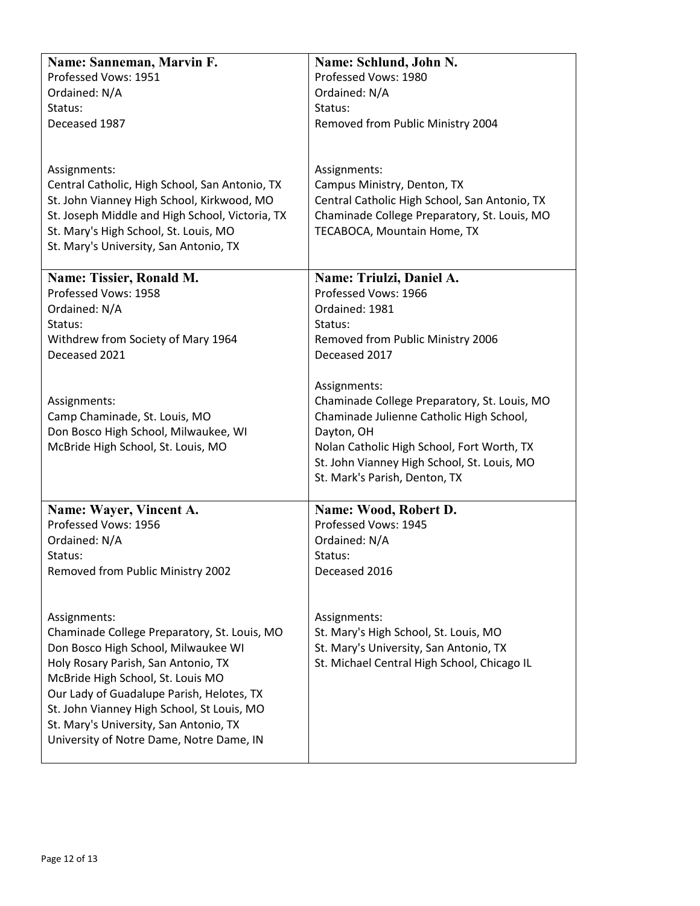**Name: Sanneman, Marvin F.**
Professed Vows: 1951
Ordained: N/A
Status:
Deceased 1987

Assignments:
Central Catholic, High School, San Antonio, TX
St. John Vianney High School, Kirkwood, MO
St. Joseph Middle and High School, Victoria, TX
St. Mary's High School, St. Louis, MO
St. Mary's University, San Antonio, TX

**Name: Schlund, John N.**
Professed Vows: 1980
Ordained: N/A
Status:
Removed from Public Ministry 2004

Assignments:
Campus Ministry, Denton, TX
Central Catholic High School, San Antonio, TX
Chaminade College Preparatory, St. Louis, MO
TECABOCA, Mountain Home, TX

**Name: Tissier, Ronald M.**
Professed Vows: 1958
Ordained: N/A
Status:
Withdrew from Society of Mary 1964
Deceased 2021

Assignments:
Camp Chaminade, St. Louis, MO
Don Bosco High School, Milwaukee, WI
McBride High School, St. Louis, MO

**Name: Triulzi, Daniel A.**
Professed Vows: 1966
Ordained: 1981
Status:
Removed from Public Ministry 2006
Deceased 2017

Assignments:
Chaminade College Preparatory, St. Louis, MO
Chaminade Julienne Catholic High School, Dayton, OH
Nolan Catholic High School, Fort Worth, TX
St. John Vianney High School, St. Louis, MO
St. Mark's Parish, Denton, TX

**Name: Wayer, Vincent A.**
Professed Vows: 1956
Ordained: N/A
Status:
Removed from Public Ministry 2002

Assignments:
Chaminade College Preparatory, St. Louis, MO
Don Bosco High School, Milwaukee WI
Holy Rosary Parish, San Antonio, TX
McBride High School, St. Louis MO
Our Lady of Guadalupe Parish, Helotes, TX
St. John Vianney High School, St Louis, MO
St. Mary's University, San Antonio, TX
University of Notre Dame, Notre Dame, IN

**Name: Wood, Robert D.**
Professed Vows: 1945
Ordained: N/A
Status:
Deceased 2016

Assignments:
St. Mary's High School, St. Louis, MO
St. Mary's University, San Antonio, TX
St. Michael Central High School, Chicago IL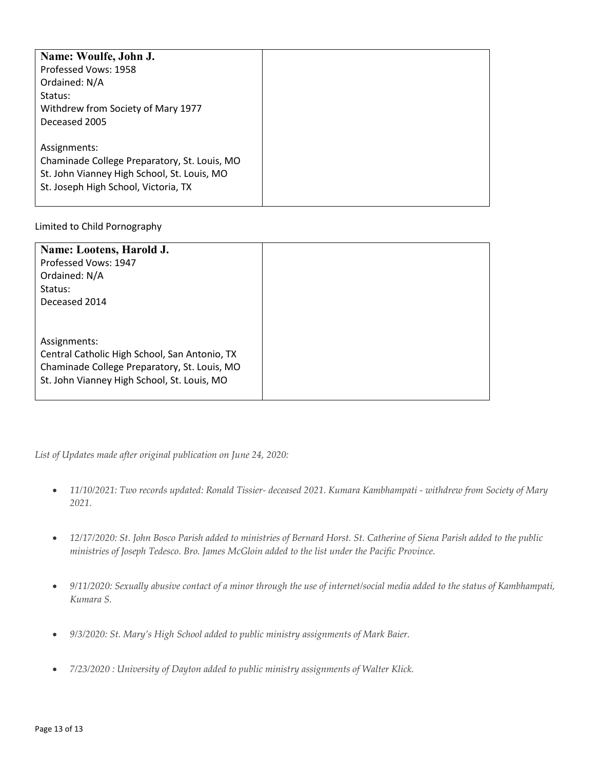| Name: Woulfe, John. J. | |
|---|---|
| Professed Vows: 1958<br>Ordained: N/A<br>Status:<br>Withdrew from Society of Mary 1977<br>Deceased 2005<br><br>Assignments:<br>Chaminade College Preparatory, St. Louis, MO<br>St. John Vianney High School, St. Louis, MO<br>St. Joseph High School, Victoria, TX | |

Limited to Child Pornography

| Name: Lootens, Harold J. | |
|---|---|
| Professed Vows: 1947<br>Ordained: N/A<br>Status:<br>Deceased 2014<br><br>Assignments:<br>Central Catholic High School, San Antonio, TX<br>Chaminade College Preparatory, St. Louis, MO<br>St. John Vianney High School, St. Louis, MO | |

*List of Updates made after original publication on June 24, 2020:*

- *11/10/2021: Two records updated: Ronald Tissier- deceased 2021. Kumara Kambhampati - withdrew from Society of Mary 2021.*
- *12/17/2020: St. John Bosco Parish added to ministries of Bernard Horst. St. Catherine of Siena Parish added to the public ministries of Joseph Tedesco. Bro. James McGloin added to the list under the Pacific Province.*
- *9/11/2020: Sexually abusive contact of a minor through the use of internet/social media added to the status of Kambhampati, Kumara S.*
- *9/3/2020: St. Mary's High School added to public ministry assignments of Mark Baier.*
- *7/23/2020 : University of Dayton added to public ministry assignments of Walter Klick.*